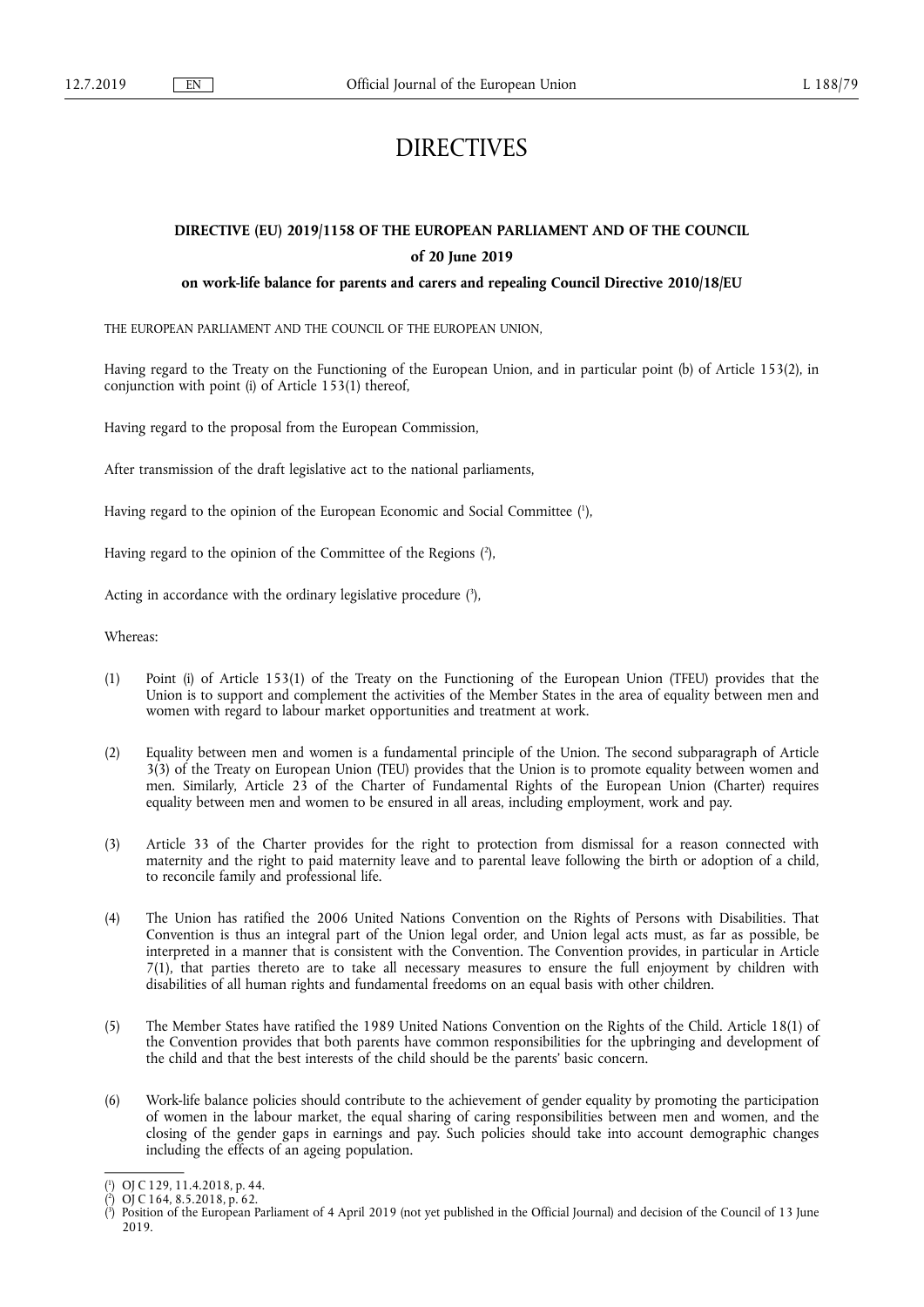# DIRECTIVES

## DIRECTIVE (EU) 2019/1158 OF THE EUROPEAN PARLIAMENT AND OF THE COUNCIL

### of 20 June 2019

### on work-life balance for parents and carers and repealing Council Directive 2010/18/EU

THE EUROPEAN PARLIAMENT AND THE COUNCIL OF THE EUROPEAN UNION,

Having regard to the Treaty on the Functioning of the European Union, and in particular point (b) of Article 153(2), in conjunction with point (i) of Article 153(1) thereof,

Having regard to the proposal from the European Commission,

After transmission of the draft legislative act to the national parliaments,

Having regard to the opinion of the European Economic and Social Committee ([1]),

Having regard to the opinion of the Committee of the Regions ([2]),

Acting in accordance with the ordinary legislative procedure ([3]),

Whereas:

(1) Point (i) of Article 153(1) of the Treaty on the Functioning of the European Union (TFEU) provides that the Union is to support and complement the activities of the Member States in the area of equality between men and women with regard to labour market opportunities and treatment at work.

(2) Equality between men and women is a fundamental principle of the Union. The second subparagraph of Article 3(3) of the Treaty on European Union (TEU) provides that the Union is to promote equality between women and men. Similarly, Article 23 of the Charter of Fundamental Rights of the European Union (Charter) requires equality between men and women to be ensured in all areas, including employment, work and pay.

(3) Article 33 of the Charter provides for the right to protection from dismissal for a reason connected with maternity and the right to paid maternity leave and to parental leave following the birth or adoption of a child, to reconcile family and professional life.

(4) The Union has ratified the 2006 United Nations Convention on the Rights of Persons with Disabilities. That Convention is thus an integral part of the Union legal order, and Union legal acts must, as far as possible, be interpreted in a manner that is consistent with the Convention. The Convention provides, in particular in Article 7(1), that parties thereto are to take all necessary measures to ensure the full enjoyment by children with disabilities of all human rights and fundamental freedoms on an equal basis with other children.

(5) The Member States have ratified the 1989 United Nations Convention on the Rights of the Child. Article 18(1) of the Convention provides that both parents have common responsibilities for the upbringing and development of the child and that the best interests of the child should be the parents' basic concern.

(6) Work-life balance policies should contribute to the achievement of gender equality by promoting the participation of women in the labour market, the equal sharing of caring responsibilities between men and women, and the closing of the gender gaps in earnings and pay. Such policies should take into account demographic changes including the effects of an ageing population.

---

([1]) OJ C 129, 11.4.2018, p. 44.

([2]) OJ C 164, 8.5.2018, p. 62.

([3]) Position of the European Parliament of 4 April 2019 (not yet published in the Official Journal) and decision of the Council of 13 June 2019.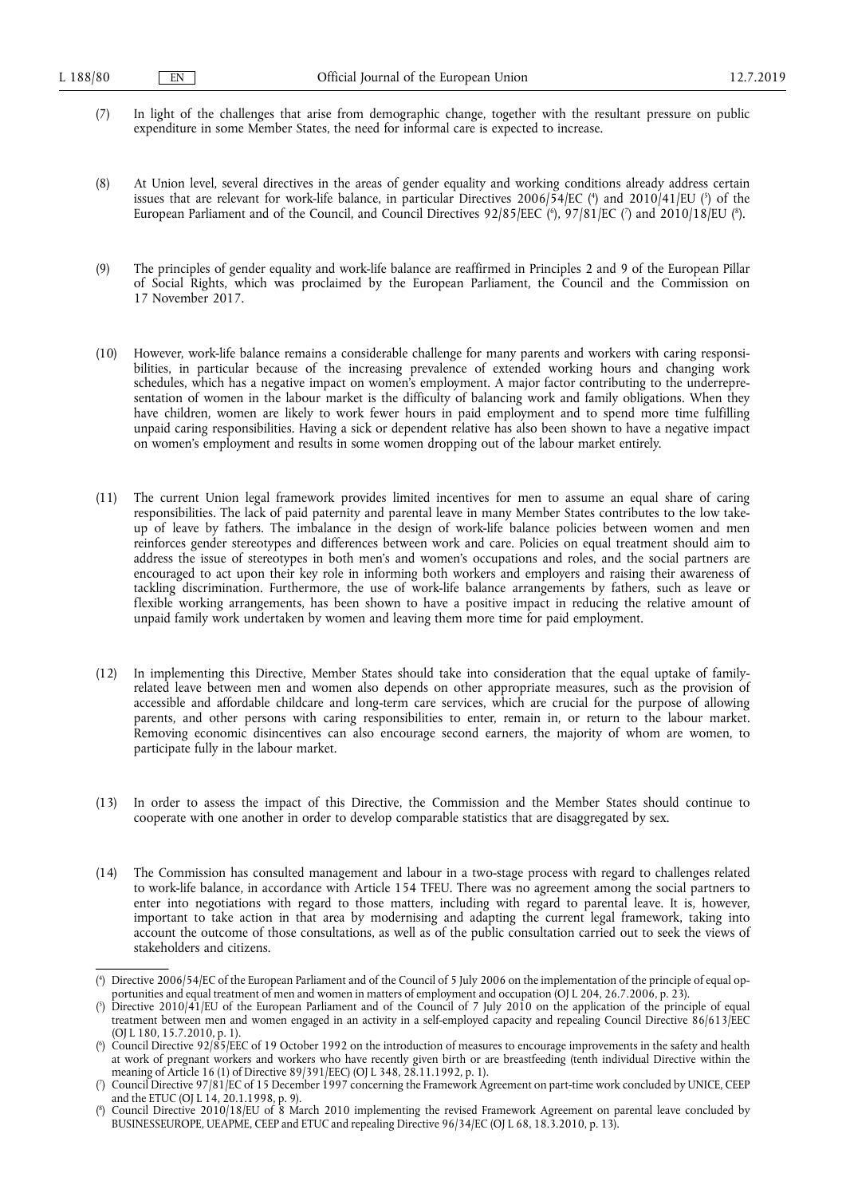(7) In light of the challenges that arise from demographic change, together with the resultant pressure on public expenditure in some Member States, the need for informal care is expected to increase.

(8) At Union level, several directives in the areas of gender equality and working conditions already address certain issues that are relevant for work-life balance, in particular Directives 2006/54/EC [4] and 2010/41/EU [5] of the European Parliament and of the Council, and Council Directives 92/85/EEC [6], 97/81/EC [7] and 2010/18/EU [8].

(9) The principles of gender equality and work-life balance are reaffirmed in Principles 2 and 9 of the European Pillar of Social Rights, which was proclaimed by the European Parliament, the Council and the Commission on 17 November 2017.

(10) However, work-life balance remains a considerable challenge for many parents and workers with caring responsibilities, in particular because of the increasing prevalence of extended working hours and changing work schedules, which has a negative impact on women's employment. A major factor contributing to the underrepresentation of women in the labour market is the difficulty of balancing work and family obligations. When they have children, women are likely to work fewer hours in paid employment and to spend more time fulfilling unpaid caring responsibilities. Having a sick or dependent relative has also been shown to have a negative impact on women's employment and results in some women dropping out of the labour market entirely.

(11) The current Union legal framework provides limited incentives for men to assume an equal share of caring responsibilities. The lack of paid paternity and parental leave in many Member States contributes to the low take-up of leave by fathers. The imbalance in the design of work-life balance policies between women and men reinforces gender stereotypes and differences between work and care. Policies on equal treatment should aim to address the issue of stereotypes in both men's and women's occupations and roles, and the social partners are encouraged to act upon their key role in informing both workers and employers and raising their awareness of tackling discrimination. Furthermore, the use of work-life balance arrangements by fathers, such as leave or flexible working arrangements, has been shown to have a positive impact in reducing the relative amount of unpaid family work undertaken by women and leaving them more time for paid employment.

(12) In implementing this Directive, Member States should take into consideration that the equal uptake of family-related leave between men and women also depends on other appropriate measures, such as the provision of accessible and affordable childcare and long-term care services, which are crucial for the purpose of allowing parents, and other persons with caring responsibilities to enter, remain in, or return to the labour market. Removing economic disincentives can also encourage second earners, the majority of whom are women, to participate fully in the labour market.

(13) In order to assess the impact of this Directive, the Commission and the Member States should continue to cooperate with one another in order to develop comparable statistics that are disaggregated by sex.

(14) The Commission has consulted management and labour in a two-stage process with regard to challenges related to work-life balance, in accordance with Article 154 TFEU. There was no agreement among the social partners to enter into negotiations with regard to those matters, including with regard to parental leave. It is, however, important to take action in that area by modernising and adapting the current legal framework, taking into account the outcome of those consultations, as well as of the public consultation carried out to seek the views of stakeholders and citizens.

---

[4] Directive 2006/54/EC of the European Parliament and of the Council of 5 July 2006 on the implementation of the principle of equal opportunities and equal treatment of men and women in matters of employment and occupation (OJ L 204, 26.7.2006, p. 23).

[5] Directive 2010/41/EU of the European Parliament and of the Council of 7 July 2010 on the application of the principle of equal treatment between men and women engaged in an activity in a self-employed capacity and repealing Council Directive 86/613/EEC (OJ L 180, 15.7.2010, p. 1).

[6] Council Directive 92/85/EEC of 19 October 1992 on the introduction of measures to encourage improvements in the safety and health at work of pregnant workers and workers who have recently given birth or are breastfeeding (tenth individual Directive within the meaning of Article 16 (1) of Directive 89/391/EEC) (OJ L 348, 28.11.1992, p. 1).

[7] Council Directive 97/81/EC of 15 December 1997 concerning the Framework Agreement on part-time work concluded by UNICE, CEEP and the ETUC (OJ L 14, 20.1.1998, p. 9).

[8] Council Directive 2010/18/EU of 8 March 2010 implementing the revised Framework Agreement on parental leave concluded by BUSINESSEUROPE, UEAPME, CEEP and ETUC and repealing Directive 96/34/EC (OJ L 68, 18.3.2010, p. 13).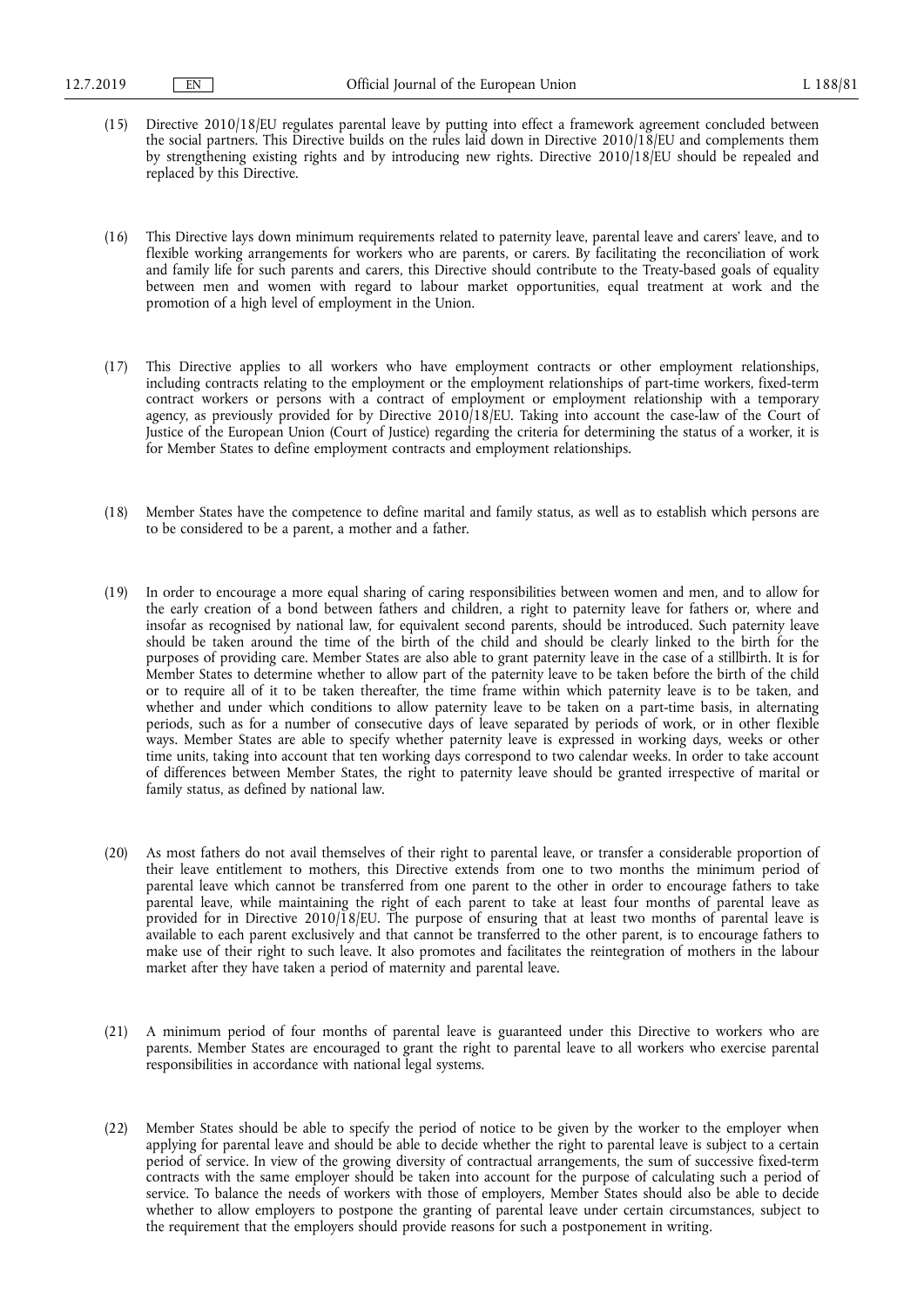(15) Directive 2010/18/EU regulates parental leave by putting into effect a framework agreement concluded between the social partners. This Directive builds on the rules laid down in Directive 2010/18/EU and complements them by strengthening existing rights and by introducing new rights. Directive 2010/18/EU should be repealed and replaced by this Directive.

(16) This Directive lays down minimum requirements related to paternity leave, parental leave and carers' leave, and to flexible working arrangements for workers who are parents, or carers. By facilitating the reconciliation of work and family life for such parents and carers, this Directive should contribute to the Treaty-based goals of equality between men and women with regard to labour market opportunities, equal treatment at work and the promotion of a high level of employment in the Union.

(17) This Directive applies to all workers who have employment contracts or other employment relationships, including contracts relating to the employment or the employment relationships of part-time workers, fixed-term contract workers or persons with a contract of employment or employment relationship with a temporary agency, as previously provided for by Directive 2010/18/EU. Taking into account the case-law of the Court of Justice of the European Union (Court of Justice) regarding the criteria for determining the status of a worker, it is for Member States to define employment contracts and employment relationships.

(18) Member States have the competence to define marital and family status, as well as to establish which persons are to be considered to be a parent, a mother and a father.

(19) In order to encourage a more equal sharing of caring responsibilities between women and men, and to allow for the early creation of a bond between fathers and children, a right to paternity leave for fathers or, where and insofar as recognised by national law, for equivalent second parents, should be introduced. Such paternity leave should be taken around the time of the birth of the child and should be clearly linked to the birth for the purposes of providing care. Member States are also able to grant paternity leave in the case of a stillbirth. It is for Member States to determine whether to allow part of the paternity leave to be taken before the birth of the child or to require all of it to be taken thereafter, the time frame within which paternity leave is to be taken, and whether and under which conditions to allow paternity leave to be taken on a part-time basis, in alternating periods, such as for a number of consecutive days of leave separated by periods of work, or in other flexible ways. Member States are able to specify whether paternity leave is expressed in working days, weeks or other time units, taking into account that ten working days correspond to two calendar weeks. In order to take account of differences between Member States, the right to paternity leave should be granted irrespective of marital or family status, as defined by national law.

(20) As most fathers do not avail themselves of their right to parental leave, or transfer a considerable proportion of their leave entitlement to mothers, this Directive extends from one to two months the minimum period of parental leave which cannot be transferred from one parent to the other in order to encourage fathers to take parental leave, while maintaining the right of each parent to take at least four months of parental leave as provided for in Directive 2010/18/EU. The purpose of ensuring that at least two months of parental leave is available to each parent exclusively and that cannot be transferred to the other parent, is to encourage fathers to make use of their right to such leave. It also promotes and facilitates the reintegration of mothers in the labour market after they have taken a period of maternity and parental leave.

(21) A minimum period of four months of parental leave is guaranteed under this Directive to workers who are parents. Member States are encouraged to grant the right to parental leave to all workers who exercise parental responsibilities in accordance with national legal systems.

(22) Member States should be able to specify the period of notice to be given by the worker to the employer when applying for parental leave and should be able to decide whether the right to parental leave is subject to a certain period of service. In view of the growing diversity of contractual arrangements, the sum of successive fixed-term contracts with the same employer should be taken into account for the purpose of calculating such a period of service. To balance the needs of workers with those of employers, Member States should also be able to decide whether to allow employers to postpone the granting of parental leave under certain circumstances, subject to the requirement that the employers should provide reasons for such a postponement in writing.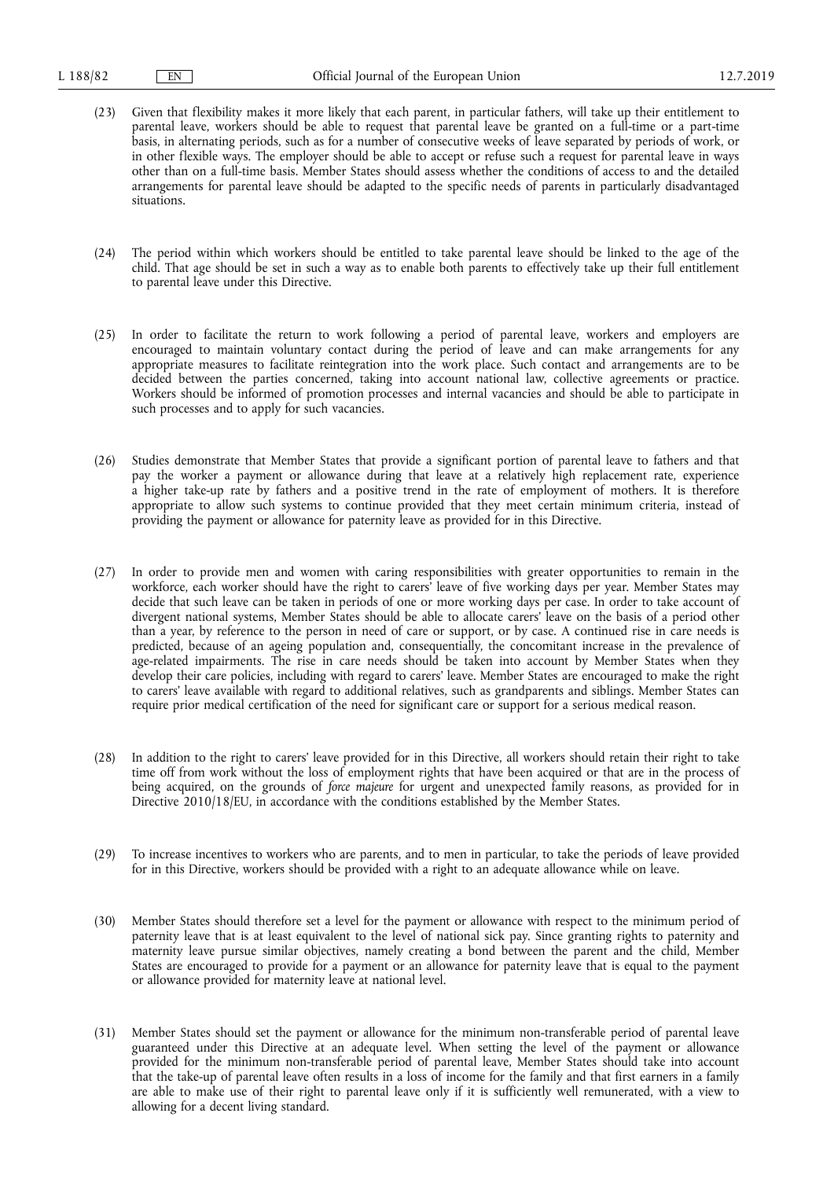(23) Given that flexibility makes it more likely that each parent, in particular fathers, will take up their entitlement to parental leave, workers should be able to request that parental leave be granted on a full-time or a part-time basis, in alternating periods, such as for a number of consecutive weeks of leave separated by periods of work, or in other flexible ways. The employer should be able to accept or refuse such a request for parental leave in ways other than on a full-time basis. Member States should assess whether the conditions of access to and the detailed arrangements for parental leave should be adapted to the specific needs of parents in particularly disadvantaged situations.

(24) The period within which workers should be entitled to take parental leave should be linked to the age of the child. That age should be set in such a way as to enable both parents to effectively take up their full entitlement to parental leave under this Directive.

(25) In order to facilitate the return to work following a period of parental leave, workers and employers are encouraged to maintain voluntary contact during the period of leave and can make arrangements for any appropriate measures to facilitate reintegration into the work place. Such contact and arrangements are to be decided between the parties concerned, taking into account national law, collective agreements or practice. Workers should be informed of promotion processes and internal vacancies and should be able to participate in such processes and to apply for such vacancies.

(26) Studies demonstrate that Member States that provide a significant portion of parental leave to fathers and that pay the worker a payment or allowance during that leave at a relatively high replacement rate, experience a higher take-up rate by fathers and a positive trend in the rate of employment of mothers. It is therefore appropriate to allow such systems to continue provided that they meet certain minimum criteria, instead of providing the payment or allowance for paternity leave as provided for in this Directive.

(27) In order to provide men and women with caring responsibilities with greater opportunities to remain in the workforce, each worker should have the right to carers' leave of five working days per year. Member States may decide that such leave can be taken in periods of one or more working days per case. In order to take account of divergent national systems, Member States should be able to allocate carers' leave on the basis of a period other than a year, by reference to the person in need of care or support, or by case. A continued rise in care needs is predicted, because of an ageing population and, consequentially, the concomitant increase in the prevalence of age-related impairments. The rise in care needs should be taken into account by Member States when they develop their care policies, including with regard to carers' leave. Member States are encouraged to make the right to carers' leave available with regard to additional relatives, such as grandparents and siblings. Member States can require prior medical certification of the need for significant care or support for a serious medical reason.

(28) In addition to the right to carers' leave provided for in this Directive, all workers should retain their right to take time off from work without the loss of employment rights that have been acquired or that are in the process of being acquired, on the grounds of *force majeure* for urgent and unexpected family reasons, as provided for in Directive 2010/18/EU, in accordance with the conditions established by the Member States.

(29) To increase incentives to workers who are parents, and to men in particular, to take the periods of leave provided for in this Directive, workers should be provided with a right to an adequate allowance while on leave.

(30) Member States should therefore set a level for the payment or allowance with respect to the minimum period of paternity leave that is at least equivalent to the level of national sick pay. Since granting rights to paternity and maternity leave pursue similar objectives, namely creating a bond between the parent and the child, Member States are encouraged to provide for a payment or an allowance for paternity leave that is equal to the payment or allowance provided for maternity leave at national level.

(31) Member States should set the payment or allowance for the minimum non-transferable period of parental leave guaranteed under this Directive at an adequate level. When setting the level of the payment or allowance provided for the minimum non-transferable period of parental leave, Member States should take into account that the take-up of parental leave often results in a loss of income for the family and that first earners in a family are able to make use of their right to parental leave only if it is sufficiently well remunerated, with a view to allowing for a decent living standard.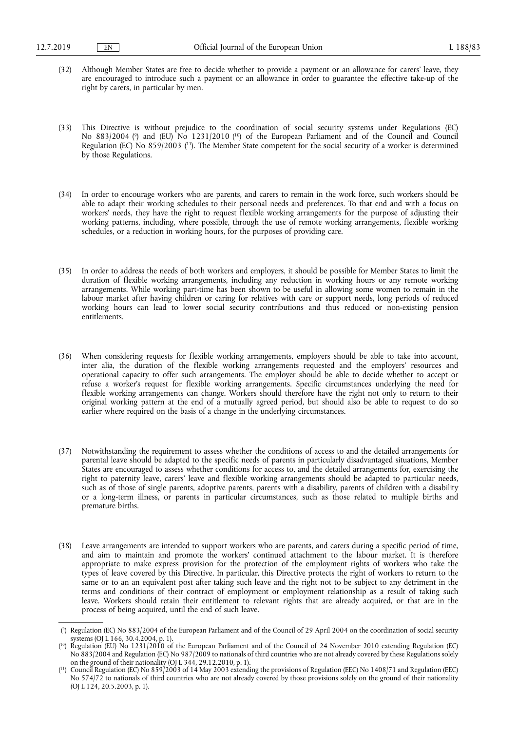(32) Although Member States are free to decide whether to provide a payment or an allowance for carers' leave, they are encouraged to introduce such a payment or an allowance in order to guarantee the effective take-up of the right by carers, in particular by men.

(33) This Directive is without prejudice to the coordination of social security systems under Regulations (EC) No 883/2004 [9] and (EU) No 1231/2010 [10] of the European Parliament and of the Council and Council Regulation (EC) No 859/2003 [11]. The Member State competent for the social security of a worker is determined by those Regulations.

(34) In order to encourage workers who are parents, and carers to remain in the work force, such workers should be able to adapt their working schedules to their personal needs and preferences. To that end and with a focus on workers' needs, they have the right to request flexible working arrangements for the purpose of adjusting their working patterns, including, where possible, through the use of remote working arrangements, flexible working schedules, or a reduction in working hours, for the purposes of providing care.

(35) In order to address the needs of both workers and employers, it should be possible for Member States to limit the duration of flexible working arrangements, including any reduction in working hours or any remote working arrangements. While working part-time has been shown to be useful in allowing some women to remain in the labour market after having children or caring for relatives with care or support needs, long periods of reduced working hours can lead to lower social security contributions and thus reduced or non-existing pension entitlements.

(36) When considering requests for flexible working arrangements, employers should be able to take into account, inter alia, the duration of the flexible working arrangements requested and the employers' resources and operational capacity to offer such arrangements. The employer should be able to decide whether to accept or refuse a worker's request for flexible working arrangements. Specific circumstances underlying the need for flexible working arrangements can change. Workers should therefore have the right not only to return to their original working pattern at the end of a mutually agreed period, but should also be able to request to do so earlier where required on the basis of a change in the underlying circumstances.

(37) Notwithstanding the requirement to assess whether the conditions of access to and the detailed arrangements for parental leave should be adapted to the specific needs of parents in particularly disadvantaged situations, Member States are encouraged to assess whether conditions for access to, and the detailed arrangements for, exercising the right to paternity leave, carers' leave and flexible working arrangements should be adapted to particular needs, such as of those of single parents, adoptive parents, parents with a disability, parents of children with a disability or a long-term illness, or parents in particular circumstances, such as those related to multiple births and premature births.

(38) Leave arrangements are intended to support workers who are parents, and carers during a specific period of time, and aim to maintain and promote the workers' continued attachment to the labour market. It is therefore appropriate to make express provision for the protection of the employment rights of workers who take the types of leave covered by this Directive. In particular, this Directive protects the right of workers to return to the same or to an an equivalent post after taking such leave and the right not to be subject to any detriment in the terms and conditions of their contract of employment or employment relationship as a result of taking such leave. Workers should retain their entitlement to relevant rights that are already acquired, or that are in the process of being acquired, until the end of such leave.

---

[9] Regulation (EC) No 883/2004 of the European Parliament and of the Council of 29 April 2004 on the coordination of social security systems (OJ L 166, 30.4.2004, p. 1).

[10] Regulation (EU) No 1231/2010 of the European Parliament and of the Council of 24 November 2010 extending Regulation (EC) No 883/2004 and Regulation (EC) No 987/2009 to nationals of third countries who are not already covered by these Regulations solely on the ground of their nationality (OJ L 344, 29.12.2010, p. 1).

[11] Council Regulation (EC) No 859/2003 of 14 May 2003 extending the provisions of Regulation (EEC) No 1408/71 and Regulation (EEC) No 574/72 to nationals of third countries who are not already covered by those provisions solely on the ground of their nationality (OJ L 124, 20.5.2003, p. 1).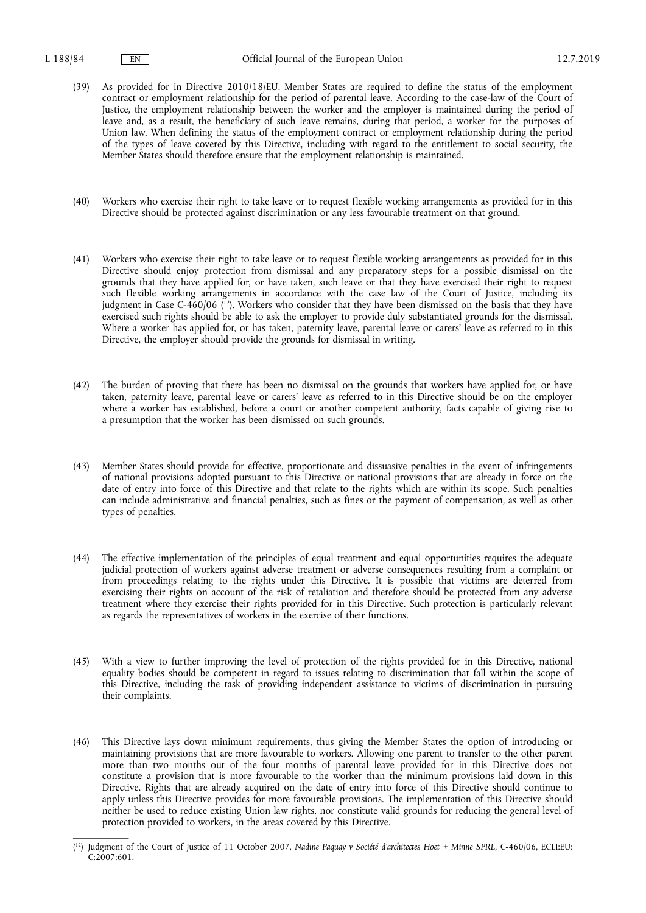(39) As provided for in Directive 2010/18/EU, Member States are required to define the status of the employment contract or employment relationship for the period of parental leave. According to the case-law of the Court of Justice, the employment relationship between the worker and the employer is maintained during the period of leave and, as a result, the beneficiary of such leave remains, during that period, a worker for the purposes of Union law. When defining the status of the employment contract or employment relationship during the period of the types of leave covered by this Directive, including with regard to the entitlement to social security, the Member States should therefore ensure that the employment relationship is maintained.

(40) Workers who exercise their right to take leave or to request flexible working arrangements as provided for in this Directive should be protected against discrimination or any less favourable treatment on that ground.

(41) Workers who exercise their right to take leave or to request flexible working arrangements as provided for in this Directive should enjoy protection from dismissal and any preparatory steps for a possible dismissal on the grounds that they have applied for, or have taken, such leave or that they have exercised their right to request such flexible working arrangements in accordance with the case law of the Court of Justice, including its judgment in Case C-460/06 [12]. Workers who consider that they have been dismissed on the basis that they have exercised such rights should be able to ask the employer to provide duly substantiated grounds for the dismissal. Where a worker has applied for, or has taken, paternity leave, parental leave or carers' leave as referred to in this Directive, the employer should provide the grounds for dismissal in writing.

(42) The burden of proving that there has been no dismissal on the grounds that workers have applied for, or have taken, paternity leave, parental leave or carers' leave as referred to in this Directive should be on the employer where a worker has established, before a court or another competent authority, facts capable of giving rise to a presumption that the worker has been dismissed on such grounds.

(43) Member States should provide for effective, proportionate and dissuasive penalties in the event of infringements of national provisions adopted pursuant to this Directive or national provisions that are already in force on the date of entry into force of this Directive and that relate to the rights which are within its scope. Such penalties can include administrative and financial penalties, such as fines or the payment of compensation, as well as other types of penalties.

(44) The effective implementation of the principles of equal treatment and equal opportunities requires the adequate judicial protection of workers against adverse treatment or adverse consequences resulting from a complaint or from proceedings relating to the rights under this Directive. It is possible that victims are deterred from exercising their rights on account of the risk of retaliation and therefore should be protected from any adverse treatment where they exercise their rights provided for in this Directive. Such protection is particularly relevant as regards the representatives of workers in the exercise of their functions.

(45) With a view to further improving the level of protection of the rights provided for in this Directive, national equality bodies should be competent in regard to issues relating to discrimination that fall within the scope of this Directive, including the task of providing independent assistance to victims of discrimination in pursuing their complaints.

(46) This Directive lays down minimum requirements, thus giving the Member States the option of introducing or maintaining provisions that are more favourable to workers. Allowing one parent to transfer to the other parent more than two months out of the four months of parental leave provided for in this Directive does not constitute a provision that is more favourable to the worker than the minimum provisions laid down in this Directive. Rights that are already acquired on the date of entry into force of this Directive should continue to apply unless this Directive provides for more favourable provisions. The implementation of this Directive should neither be used to reduce existing Union law rights, nor constitute valid grounds for reducing the general level of protection provided to workers, in the areas covered by this Directive.

---

[12] Judgment of the Court of Justice of 11 October 2007, *Nadine Paquay v Société d'architectes Hoet + Minne SPRL*, C-460/06, ECLI:EU:C:2007:601.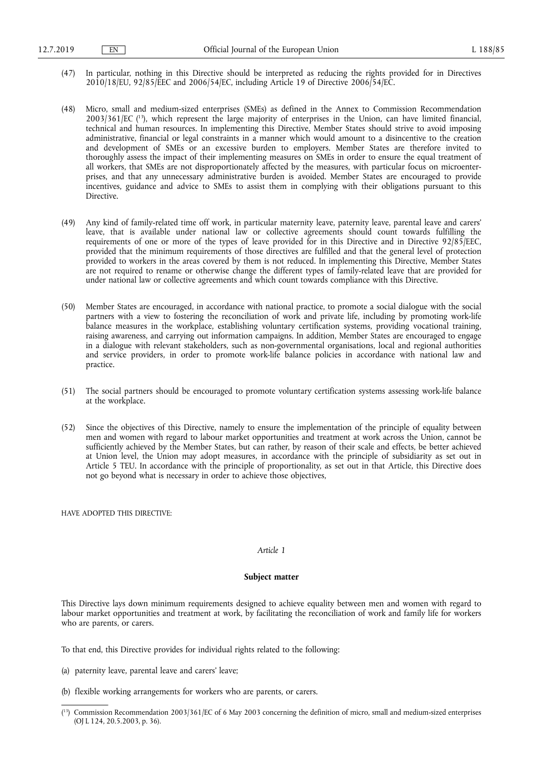(47) In particular, nothing in this Directive should be interpreted as reducing the rights provided for in Directives 2010/18/EU, 92/85/EEC and 2006/54/EC, including Article 19 of Directive 2006/54/EC.

(48) Micro, small and medium-sized enterprises (SMEs) as defined in the Annex to Commission Recommendation 2003/361/EC [13], which represent the large majority of enterprises in the Union, can have limited financial, technical and human resources. In implementing this Directive, Member States should strive to avoid imposing administrative, financial or legal constraints in a manner which would amount to a disincentive to the creation and development of SMEs or an excessive burden to employers. Member States are therefore invited to thoroughly assess the impact of their implementing measures on SMEs in order to ensure the equal treatment of all workers, that SMEs are not disproportionately affected by the measures, with particular focus on microenterprises, and that any unnecessary administrative burden is avoided. Member States are encouraged to provide incentives, guidance and advice to SMEs to assist them in complying with their obligations pursuant to this Directive.

(49) Any kind of family-related time off work, in particular maternity leave, paternity leave, parental leave and carers' leave, that is available under national law or collective agreements should count towards fulfilling the requirements of one or more of the types of leave provided for in this Directive and in Directive 92/85/EEC, provided that the minimum requirements of those directives are fulfilled and that the general level of protection provided to workers in the areas covered by them is not reduced. In implementing this Directive, Member States are not required to rename or otherwise change the different types of family-related leave that are provided for under national law or collective agreements and which count towards compliance with this Directive.

(50) Member States are encouraged, in accordance with national practice, to promote a social dialogue with the social partners with a view to fostering the reconciliation of work and private life, including by promoting work-life balance measures in the workplace, establishing voluntary certification systems, providing vocational training, raising awareness, and carrying out information campaigns. In addition, Member States are encouraged to engage in a dialogue with relevant stakeholders, such as non-governmental organisations, local and regional authorities and service providers, in order to promote work-life balance policies in accordance with national law and practice.

(51) The social partners should be encouraged to promote voluntary certification systems assessing work-life balance at the workplace.

(52) Since the objectives of this Directive, namely to ensure the implementation of the principle of equality between men and women with regard to labour market opportunities and treatment at work across the Union, cannot be sufficiently achieved by the Member States, but can rather, by reason of their scale and effects, be better achieved at Union level, the Union may adopt measures, in accordance with the principle of subsidiarity as set out in Article 5 TEU. In accordance with the principle of proportionality, as set out in that Article, this Directive does not go beyond what is necessary in order to achieve those objectives,

HAVE ADOPTED THIS DIRECTIVE:

*Article 1*

**Subject matter**

This Directive lays down minimum requirements designed to achieve equality between men and women with regard to labour market opportunities and treatment at work, by facilitating the reconciliation of work and family life for workers who are parents, or carers.

To that end, this Directive provides for individual rights related to the following:

(a) paternity leave, parental leave and carers' leave;

(b) flexible working arrangements for workers who are parents, or carers.

[13] Commission Recommendation 2003/361/EC of 6 May 2003 concerning the definition of micro, small and medium-sized enterprises (OJ L 124, 20.5.2003, p. 36).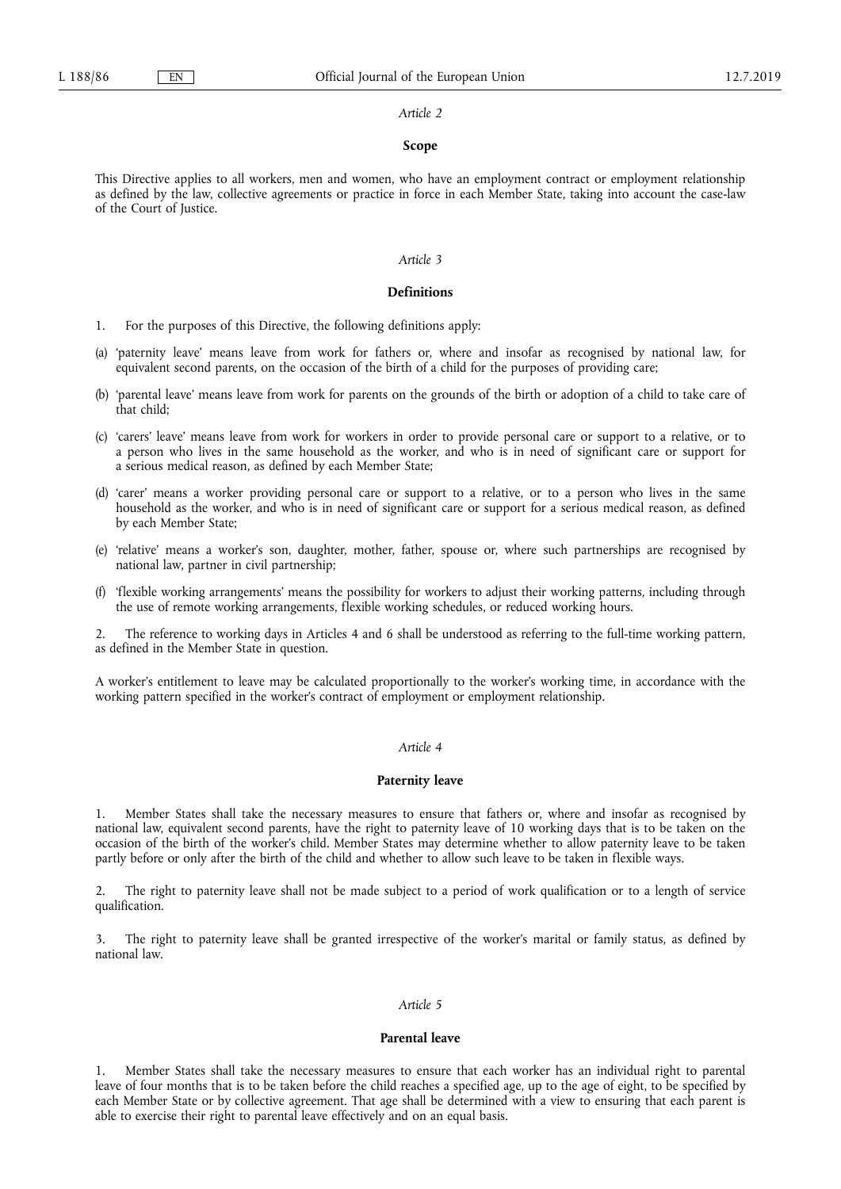*Article 2*

**Scope**

This Directive applies to all workers, men and women, who have an employment contract or employment relationship as defined by the law, collective agreements or practice in force in each Member State, taking into account the case-law of the Court of Justice.

*Article 3*

**Definitions**

1. For the purposes of this Directive, the following definitions apply:

(a) 'paternity leave' means leave from work for fathers or, where and insofar as recognised by national law, for equivalent second parents, on the occasion of the birth of a child for the purposes of providing care;

(b) 'parental leave' means leave from work for parents on the grounds of the birth or adoption of a child to take care of that child;

(c) 'carers' leave' means leave from work for workers in order to provide personal care or support to a relative, or to a person who lives in the same household as the worker, and who is in need of significant care or support for a serious medical reason, as defined by each Member State;

(d) 'carer' means a worker providing personal care or support to a relative, or to a person who lives in the same household as the worker, and who is in need of significant care or support for a serious medical reason, as defined by each Member State;

(e) 'relative' means a worker's son, daughter, mother, father, spouse or, where such partnerships are recognised by national law, partner in civil partnership;

(f) 'flexible working arrangements' means the possibility for workers to adjust their working patterns, including through the use of remote working arrangements, flexible working schedules, or reduced working hours.

2. The reference to working days in Articles 4 and 6 shall be understood as referring to the full-time working pattern, as defined in the Member State in question.

A worker's entitlement to leave may be calculated proportionally to the worker's working time, in accordance with the working pattern specified in the worker's contract of employment or employment relationship.

*Article 4*

**Paternity leave**

1. Member States shall take the necessary measures to ensure that fathers or, where and insofar as recognised by national law, equivalent second parents, have the right to paternity leave of 10 working days that is to be taken on the occasion of the birth of the worker's child. Member States may determine whether to allow paternity leave to be taken partly before or only after the birth of the child and whether to allow such leave to be taken in flexible ways.

2. The right to paternity leave shall not be made subject to a period of work qualification or to a length of service qualification.

3. The right to paternity leave shall be granted irrespective of the worker's marital or family status, as defined by national law.

*Article 5*

**Parental leave**

1. Member States shall take the necessary measures to ensure that each worker has an individual right to parental leave of four months that is to be taken before the child reaches a specified age, up to the age of eight, to be specified by each Member State or by collective agreement. That age shall be determined with a view to ensuring that each parent is able to exercise their right to parental leave effectively and on an equal basis.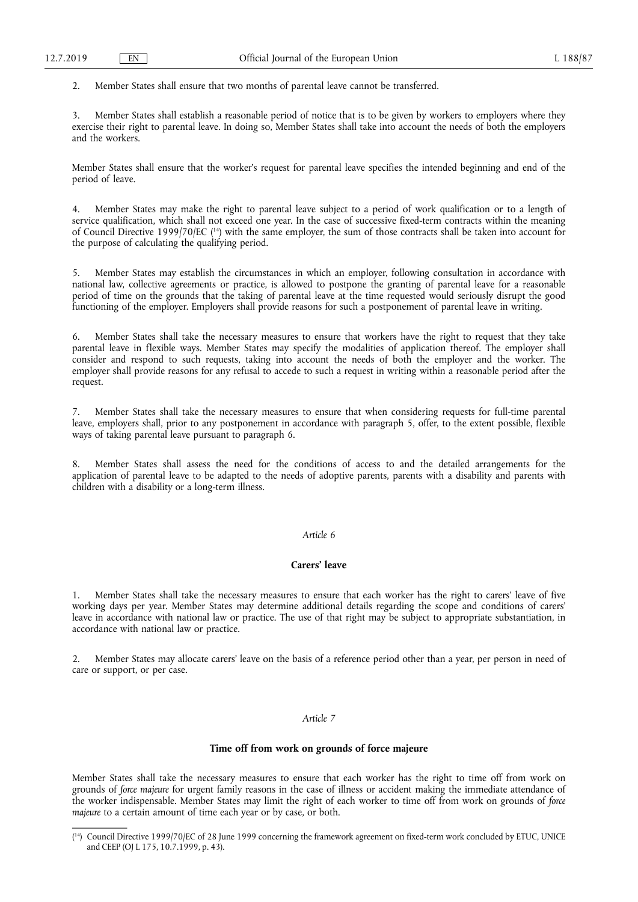2. Member States shall ensure that two months of parental leave cannot be transferred.

3. Member States shall establish a reasonable period of notice that is to be given by workers to employers where they exercise their right to parental leave. In doing so, Member States shall take into account the needs of both the employers and the workers.

Member States shall ensure that the worker's request for parental leave specifies the intended beginning and end of the period of leave.

4. Member States may make the right to parental leave subject to a period of work qualification or to a length of service qualification, which shall not exceed one year. In the case of successive fixed-term contracts within the meaning of Council Directive 1999/70/EC [14] with the same employer, the sum of those contracts shall be taken into account for the purpose of calculating the qualifying period.

5. Member States may establish the circumstances in which an employer, following consultation in accordance with national law, collective agreements or practice, is allowed to postpone the granting of parental leave for a reasonable period of time on the grounds that the taking of parental leave at the time requested would seriously disrupt the good functioning of the employer. Employers shall provide reasons for such a postponement of parental leave in writing.

6. Member States shall take the necessary measures to ensure that workers have the right to request that they take parental leave in flexible ways. Member States may specify the modalities of application thereof. The employer shall consider and respond to such requests, taking into account the needs of both the employer and the worker. The employer shall provide reasons for any refusal to accede to such a request in writing within a reasonable period after the request.

7. Member States shall take the necessary measures to ensure that when considering requests for full-time parental leave, employers shall, prior to any postponement in accordance with paragraph 5, offer, to the extent possible, flexible ways of taking parental leave pursuant to paragraph 6.

8. Member States shall assess the need for the conditions of access to and the detailed arrangements for the application of parental leave to be adapted to the needs of adoptive parents, parents with a disability and parents with children with a disability or a long-term illness.

*Article 6*

**Carers' leave**

1. Member States shall take the necessary measures to ensure that each worker has the right to carers' leave of five working days per year. Member States may determine additional details regarding the scope and conditions of carers' leave in accordance with national law or practice. The use of that right may be subject to appropriate substantiation, in accordance with national law or practice.

2. Member States may allocate carers' leave on the basis of a reference period other than a year, per person in need of care or support, or per case.

*Article 7*

**Time off from work on grounds of force majeure**

Member States shall take the necessary measures to ensure that each worker has the right to time off from work on grounds of *force majeure* for urgent family reasons in the case of illness or accident making the immediate attendance of the worker indispensable. Member States may limit the right of each worker to time off from work on grounds of *force majeure* to a certain amount of time each year or by case, or both.

---

[14] Council Directive 1999/70/EC of 28 June 1999 concerning the framework agreement on fixed-term work concluded by ETUC, UNICE and CEEP (OJ L 175, 10.7.1999, p. 43).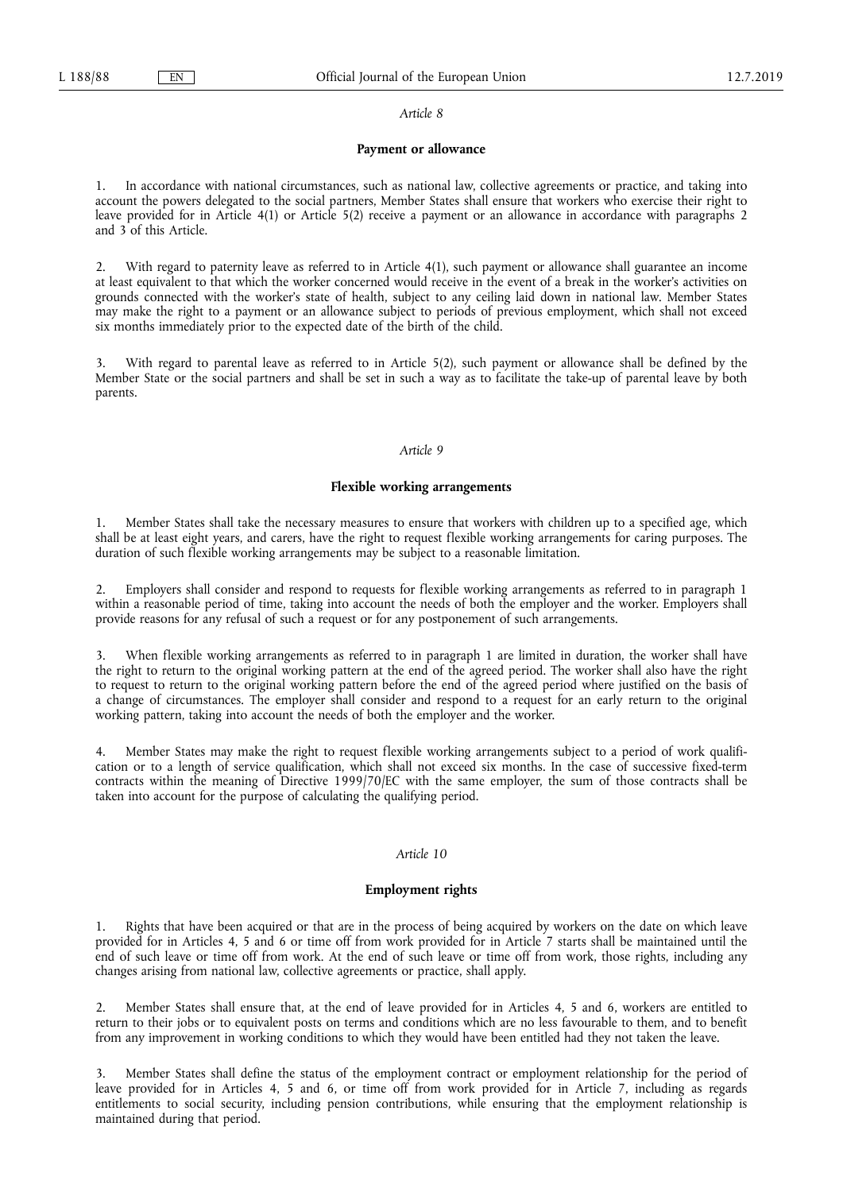*Article 8*

**Payment or allowance**

1. In accordance with national circumstances, such as national law, collective agreements or practice, and taking into account the powers delegated to the social partners, Member States shall ensure that workers who exercise their right to leave provided for in Article 4(1) or Article 5(2) receive a payment or an allowance in accordance with paragraphs 2 and 3 of this Article.

2. With regard to paternity leave as referred to in Article 4(1), such payment or allowance shall guarantee an income at least equivalent to that which the worker concerned would receive in the event of a break in the worker's activities on grounds connected with the worker's state of health, subject to any ceiling laid down in national law. Member States may make the right to a payment or an allowance subject to periods of previous employment, which shall not exceed six months immediately prior to the expected date of the birth of the child.

3. With regard to parental leave as referred to in Article 5(2), such payment or allowance shall be defined by the Member State or the social partners and shall be set in such a way as to facilitate the take-up of parental leave by both parents.

*Article 9*

**Flexible working arrangements**

1. Member States shall take the necessary measures to ensure that workers with children up to a specified age, which shall be at least eight years, and carers, have the right to request flexible working arrangements for caring purposes. The duration of such flexible working arrangements may be subject to a reasonable limitation.

2. Employers shall consider and respond to requests for flexible working arrangements as referred to in paragraph 1 within a reasonable period of time, taking into account the needs of both the employer and the worker. Employers shall provide reasons for any refusal of such a request or for any postponement of such arrangements.

3. When flexible working arrangements as referred to in paragraph 1 are limited in duration, the worker shall have the right to return to the original working pattern at the end of the agreed period. The worker shall also have the right to request to return to the original working pattern before the end of the agreed period where justified on the basis of a change of circumstances. The employer shall consider and respond to a request for an early return to the original working pattern, taking into account the needs of both the employer and the worker.

4. Member States may make the right to request flexible working arrangements subject to a period of work qualification or to a length of service qualification, which shall not exceed six months. In the case of successive fixed-term contracts within the meaning of Directive 1999/70/EC with the same employer, the sum of those contracts shall be taken into account for the purpose of calculating the qualifying period.

*Article 10*

**Employment rights**

1. Rights that have been acquired or that are in the process of being acquired by workers on the date on which leave provided for in Articles 4, 5 and 6 or time off from work provided for in Article 7 starts shall be maintained until the end of such leave or time off from work. At the end of such leave or time off from work, those rights, including any changes arising from national law, collective agreements or practice, shall apply.

2. Member States shall ensure that, at the end of leave provided for in Articles 4, 5 and 6, workers are entitled to return to their jobs or to equivalent posts on terms and conditions which are no less favourable to them, and to benefit from any improvement in working conditions to which they would have been entitled had they not taken the leave.

3. Member States shall define the status of the employment contract or employment relationship for the period of leave provided for in Articles 4, 5 and 6, or time off from work provided for in Article 7, including as regards entitlements to social security, including pension contributions, while ensuring that the employment relationship is maintained during that period.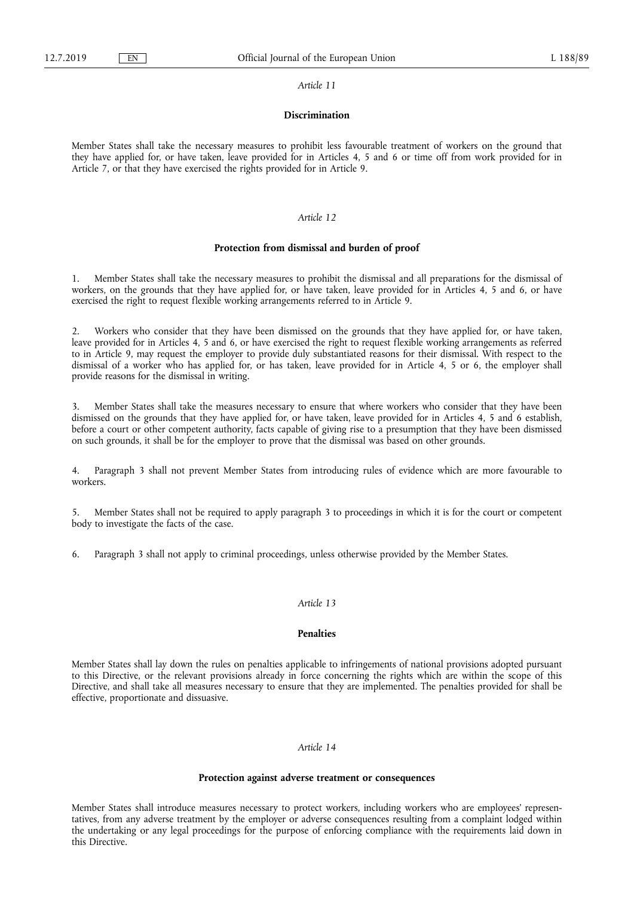*Article 11*

**Discrimination**

Member States shall take the necessary measures to prohibit less favourable treatment of workers on the ground that they have applied for, or have taken, leave provided for in Articles 4, 5 and 6 or time off from work provided for in Article 7, or that they have exercised the rights provided for in Article 9.

*Article 12*

**Protection from dismissal and burden of proof**

1. Member States shall take the necessary measures to prohibit the dismissal and all preparations for the dismissal of workers, on the grounds that they have applied for, or have taken, leave provided for in Articles 4, 5 and 6, or have exercised the right to request flexible working arrangements referred to in Article 9.

2. Workers who consider that they have been dismissed on the grounds that they have applied for, or have taken, leave provided for in Articles 4, 5 and 6, or have exercised the right to request flexible working arrangements as referred to in Article 9, may request the employer to provide duly substantiated reasons for their dismissal. With respect to the dismissal of a worker who has applied for, or has taken, leave provided for in Article 4, 5 or 6, the employer shall provide reasons for the dismissal in writing.

3. Member States shall take the measures necessary to ensure that where workers who consider that they have been dismissed on the grounds that they have applied for, or have taken, leave provided for in Articles 4, 5 and 6 establish, before a court or other competent authority, facts capable of giving rise to a presumption that they have been dismissed on such grounds, it shall be for the employer to prove that the dismissal was based on other grounds.

4. Paragraph 3 shall not prevent Member States from introducing rules of evidence which are more favourable to workers.

5. Member States shall not be required to apply paragraph 3 to proceedings in which it is for the court or competent body to investigate the facts of the case.

6. Paragraph 3 shall not apply to criminal proceedings, unless otherwise provided by the Member States.

*Article 13*

**Penalties**

Member States shall lay down the rules on penalties applicable to infringements of national provisions adopted pursuant to this Directive, or the relevant provisions already in force concerning the rights which are within the scope of this Directive, and shall take all measures necessary to ensure that they are implemented. The penalties provided for shall be effective, proportionate and dissuasive.

*Article 14*

**Protection against adverse treatment or consequences**

Member States shall introduce measures necessary to protect workers, including workers who are employees' representatives, from any adverse treatment by the employer or adverse consequences resulting from a complaint lodged within the undertaking or any legal proceedings for the purpose of enforcing compliance with the requirements laid down in this Directive.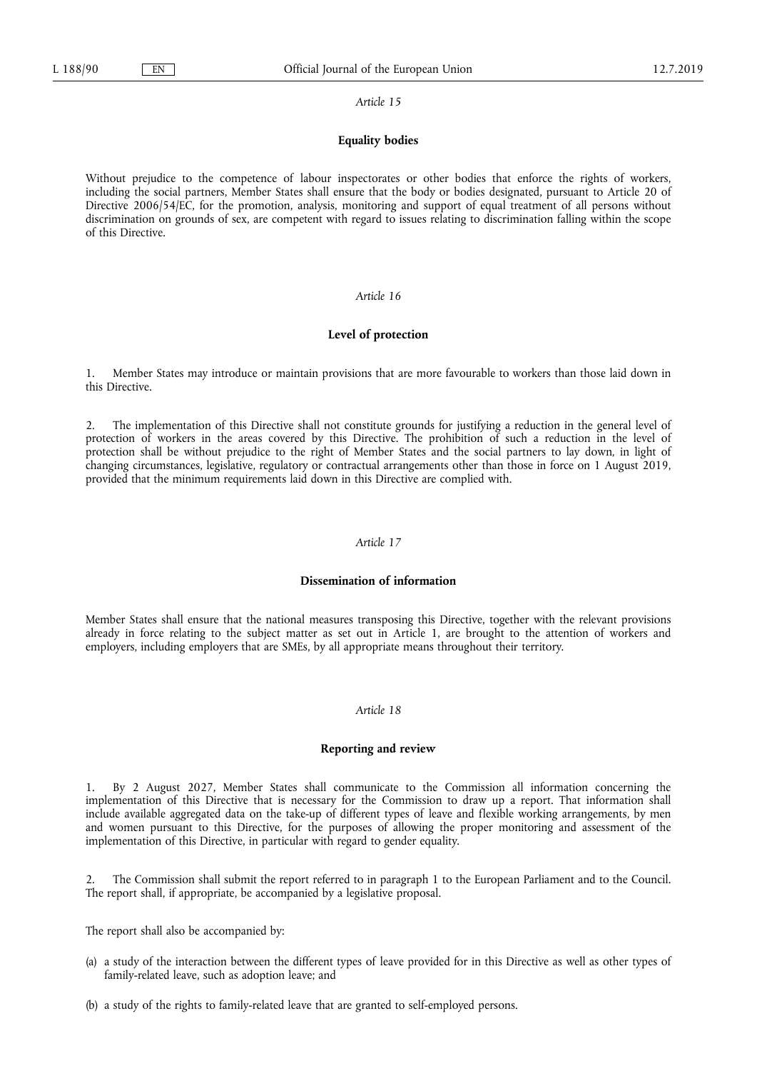*Article 15*

**Equality bodies**

Without prejudice to the competence of labour inspectorates or other bodies that enforce the rights of workers, including the social partners, Member States shall ensure that the body or bodies designated, pursuant to Article 20 of Directive 2006/54/EC, for the promotion, analysis, monitoring and support of equal treatment of all persons without discrimination on grounds of sex, are competent with regard to issues relating to discrimination falling within the scope of this Directive.

*Article 16*

**Level of protection**

1. Member States may introduce or maintain provisions that are more favourable to workers than those laid down in this Directive.

2. The implementation of this Directive shall not constitute grounds for justifying a reduction in the general level of protection of workers in the areas covered by this Directive. The prohibition of such a reduction in the level of protection shall be without prejudice to the right of Member States and the social partners to lay down, in light of changing circumstances, legislative, regulatory or contractual arrangements other than those in force on 1 August 2019, provided that the minimum requirements laid down in this Directive are complied with.

*Article 17*

**Dissemination of information**

Member States shall ensure that the national measures transposing this Directive, together with the relevant provisions already in force relating to the subject matter as set out in Article 1, are brought to the attention of workers and employers, including employers that are SMEs, by all appropriate means throughout their territory.

*Article 18*

**Reporting and review**

1. By 2 August 2027, Member States shall communicate to the Commission all information concerning the implementation of this Directive that is necessary for the Commission to draw up a report. That information shall include available aggregated data on the take-up of different types of leave and flexible working arrangements, by men and women pursuant to this Directive, for the purposes of allowing the proper monitoring and assessment of the implementation of this Directive, in particular with regard to gender equality.

2. The Commission shall submit the report referred to in paragraph 1 to the European Parliament and to the Council. The report shall, if appropriate, be accompanied by a legislative proposal.

The report shall also be accompanied by:

(a) a study of the interaction between the different types of leave provided for in this Directive as well as other types of family-related leave, such as adoption leave; and

(b) a study of the rights to family-related leave that are granted to self-employed persons.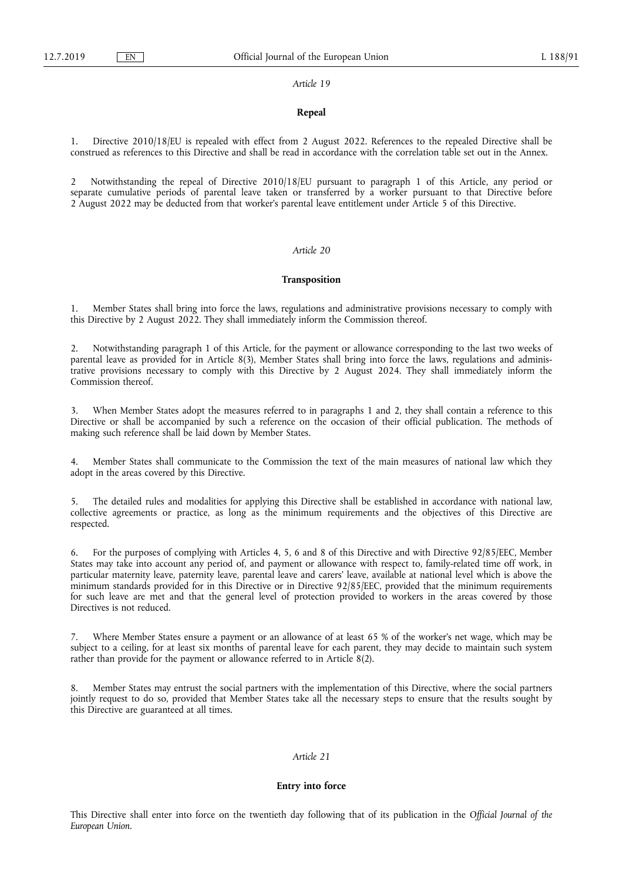*Article 19*

**Repeal**

1. Directive 2010/18/EU is repealed with effect from 2 August 2022. References to the repealed Directive shall be construed as references to this Directive and shall be read in accordance with the correlation table set out in the Annex.

2 Notwithstanding the repeal of Directive 2010/18/EU pursuant to paragraph 1 of this Article, any period or separate cumulative periods of parental leave taken or transferred by a worker pursuant to that Directive before 2 August 2022 may be deducted from that worker's parental leave entitlement under Article 5 of this Directive.

*Article 20*

**Transposition**

1. Member States shall bring into force the laws, regulations and administrative provisions necessary to comply with this Directive by 2 August 2022. They shall immediately inform the Commission thereof.

2. Notwithstanding paragraph 1 of this Article, for the payment or allowance corresponding to the last two weeks of parental leave as provided for in Article 8(3), Member States shall bring into force the laws, regulations and administrative provisions necessary to comply with this Directive by 2 August 2024. They shall immediately inform the Commission thereof.

3. When Member States adopt the measures referred to in paragraphs 1 and 2, they shall contain a reference to this Directive or shall be accompanied by such a reference on the occasion of their official publication. The methods of making such reference shall be laid down by Member States.

4. Member States shall communicate to the Commission the text of the main measures of national law which they adopt in the areas covered by this Directive.

5. The detailed rules and modalities for applying this Directive shall be established in accordance with national law, collective agreements or practice, as long as the minimum requirements and the objectives of this Directive are respected.

6. For the purposes of complying with Articles 4, 5, 6 and 8 of this Directive and with Directive 92/85/EEC, Member States may take into account any period of, and payment or allowance with respect to, family-related time off work, in particular maternity leave, paternity leave, parental leave and carers' leave, available at national level which is above the minimum standards provided for in this Directive or in Directive 92/85/EEC, provided that the minimum requirements for such leave are met and that the general level of protection provided to workers in the areas covered by those Directives is not reduced.

7. Where Member States ensure a payment or an allowance of at least 65 % of the worker's net wage, which may be subject to a ceiling, for at least six months of parental leave for each parent, they may decide to maintain such system rather than provide for the payment or allowance referred to in Article 8(2).

8. Member States may entrust the social partners with the implementation of this Directive, where the social partners jointly request to do so, provided that Member States take all the necessary steps to ensure that the results sought by this Directive are guaranteed at all times.

*Article 21*

**Entry into force**

This Directive shall enter into force on the twentieth day following that of its publication in the *Official Journal of the European Union*.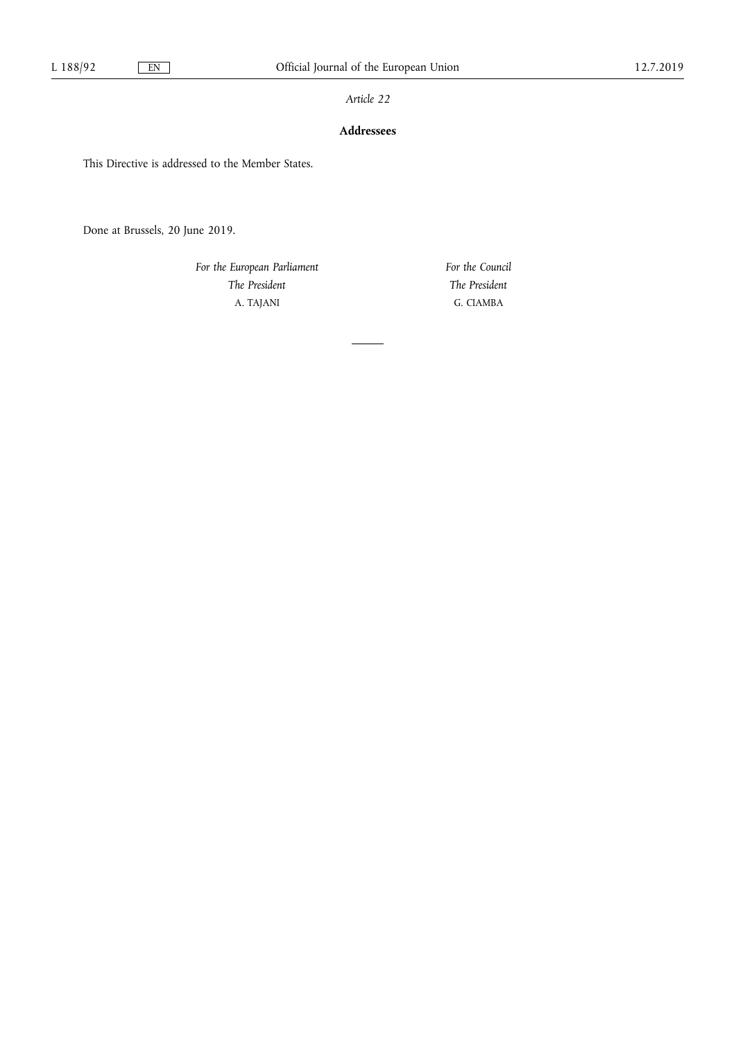*Article 22*

**Addressees**

This Directive is addressed to the Member States.

Done at Brussels, 20 June 2019.

*For the European Parliament*
*The President*
A. TAJANI

*For the Council*
*The President*
G. CIAMBA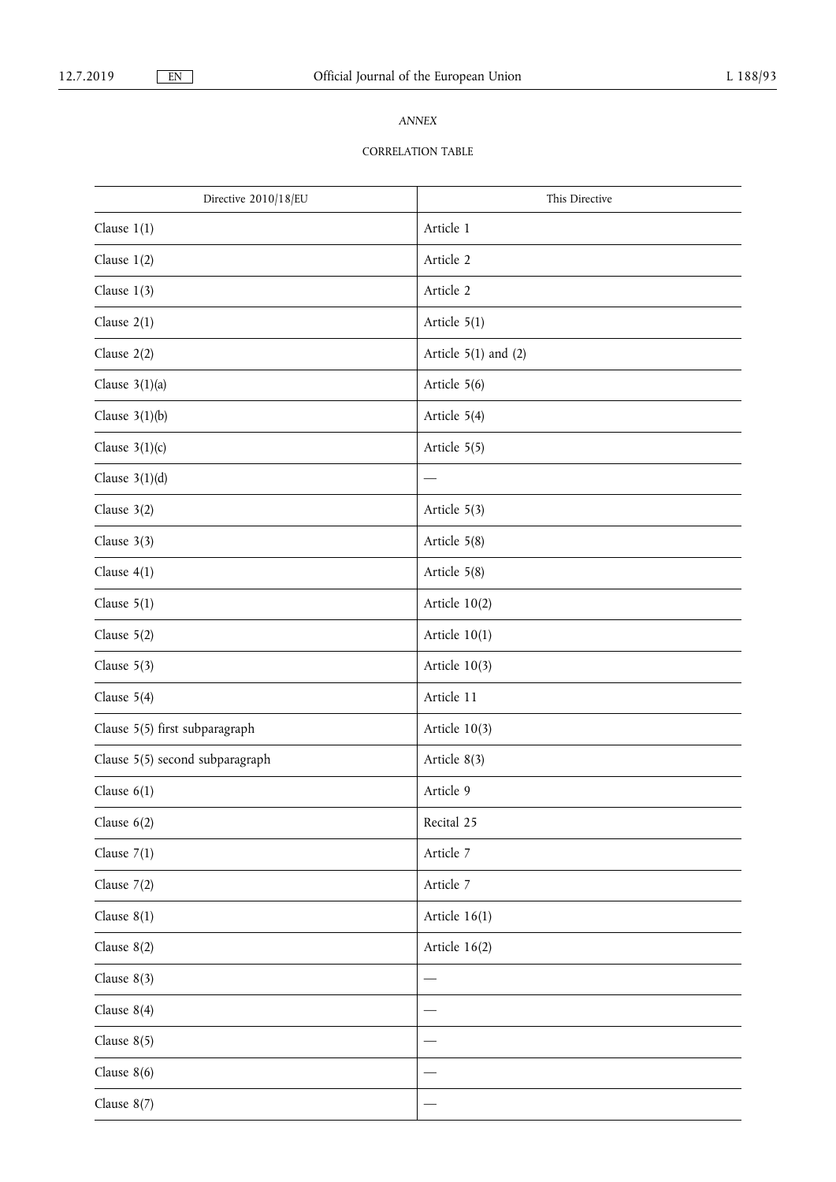*ANNEX*

CORRELATION TABLE

| Directive 2010/18/EU | This Directive |
|---|---|
| Clause 1(1) | Article 1 |
| Clause 1(2) | Article 2 |
| Clause 1(3) | Article 2 |
| Clause 2(1) | Article 5(1) |
| Clause 2(2) | Article 5(1) and (2) |
| Clause 3(1)(a) | Article 5(6) |
| Clause 3(1)(b) | Article 5(4) |
| Clause 3(1)(c) | Article 5(5) |
| Clause 3(1)(d) | — |
| Clause 3(2) | Article 5(3) |
| Clause 3(3) | Article 5(8) |
| Clause 4(1) | Article 5(8) |
| Clause 5(1) | Article 10(2) |
| Clause 5(2) | Article 10(1) |
| Clause 5(3) | Article 10(3) |
| Clause 5(4) | Article 11 |
| Clause 5(5) first subparagraph | Article 10(3) |
| Clause 5(5) second subparagraph | Article 8(3) |
| Clause 6(1) | Article 9 |
| Clause 6(2) | Recital 25 |
| Clause 7(1) | Article 7 |
| Clause 7(2) | Article 7 |
| Clause 8(1) | Article 16(1) |
| Clause 8(2) | Article 16(2) |
| Clause 8(3) | — |
| Clause 8(4) | — |
| Clause 8(5) | — |
| Clause 8(6) | — |
| Clause 8(7) | — |